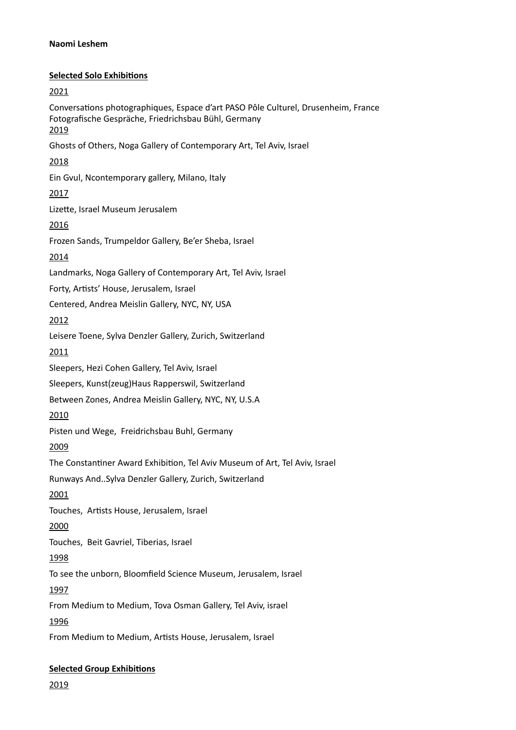**Naomi Leshem**

**Selected Solo Exhibitions**

2021

Conversations photographiques, Espace d'art PASO Pôle Culturel, Drusenheim, France
Fotografische Gespräche, Friedrichsbau Bühl, Germany

2019

Ghosts of Others, Noga Gallery of Contemporary Art, Tel Aviv, Israel

2018

Ein Gvul, Ncontemporary gallery, Milano, Italy

2017

Lizette, Israel Museum Jerusalem

2016

Frozen Sands, Trumpeldor Gallery, Be'er Sheba, Israel

2014

Landmarks, Noga Gallery of Contemporary Art, Tel Aviv, Israel

Forty, Artists' House, Jerusalem, Israel

Centered, Andrea Meislin Gallery, NYC, NY, USA

2012

Leisere Toene, Sylva Denzler Gallery, Zurich, Switzerland

2011

Sleepers, Hezi Cohen Gallery, Tel Aviv, Israel

Sleepers, Kunst(zeug)Haus Rapperswil, Switzerland

Between Zones, Andrea Meislin Gallery, NYC, NY, U.S.A

2010

Pisten und Wege, Freidrichsbau Buhl, Germany

2009

The Constantiner Award Exhibition, Tel Aviv Museum of Art, Tel Aviv, Israel

Runways And..Sylva Denzler Gallery, Zurich, Switzerland

2001

Touches, Artists House, Jerusalem, Israel

2000

Touches, Beit Gavriel, Tiberias, Israel

1998

To see the unborn, Bloomfield Science Museum, Jerusalem, Israel

1997

From Medium to Medium, Tova Osman Gallery, Tel Aviv, israel

1996

From Medium to Medium, Artists House, Jerusalem, Israel

**Selected Group Exhibitions**

2019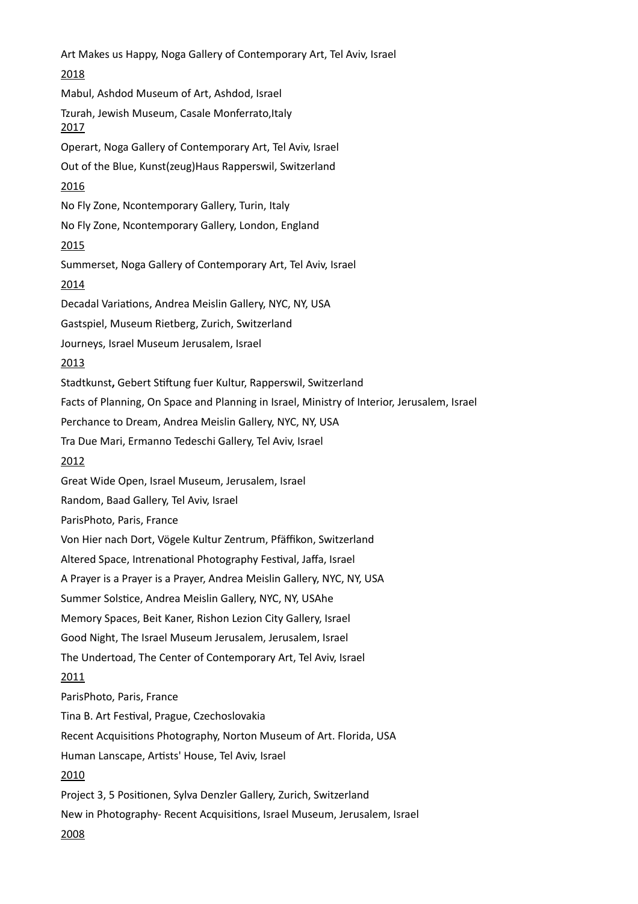Art Makes us Happy, Noga Gallery of Contemporary Art, Tel Aviv, Israel

2018

Mabul, Ashdod Museum of Art, Ashdod, Israel

Tzurah, Jewish Museum, Casale Monferrato,Italy

2017

Operart, Noga Gallery of Contemporary Art, Tel Aviv, Israel

Out of the Blue, Kunst(zeug)Haus Rapperswil, Switzerland

2016

No Fly Zone, Ncontemporary Gallery, Turin, Italy

No Fly Zone, Ncontemporary Gallery, London, England

2015

Summerset, Noga Gallery of Contemporary Art, Tel Aviv, Israel

2014

Decadal Variations, Andrea Meislin Gallery, NYC, NY, USA

Gastspiel, Museum Rietberg, Zurich, Switzerland

Journeys, Israel Museum Jerusalem, Israel

2013

**Stadtkunst,** Gebert Stiftung fuer Kultur, Rapperswil, Switzerland

Facts of Planning, On Space and Planning in Israel, Ministry of Interior, Jerusalem, Israel

Perchance to Dream, Andrea Meislin Gallery, NYC, NY, USA

Tra Due Mari, Ermanno Tedeschi Gallery, Tel Aviv, Israel

2012

Great Wide Open, Israel Museum, Jerusalem, Israel

Random, Baad Gallery, Tel Aviv, Israel

ParisPhoto, Paris, France

Von Hier nach Dort, Vögele Kultur Zentrum, Pfäffikon, Switzerland

Altered Space, Intrenational Photography Festival, Jaffa, Israel

A Prayer is a Prayer is a Prayer, Andrea Meislin Gallery, NYC, NY, USA

Summer Solstice, Andrea Meislin Gallery, NYC, NY, USAhe

Memory Spaces, Beit Kaner, Rishon Lezion City Gallery, Israel

Good Night, The Israel Museum Jerusalem, Jerusalem, Israel

The Undertoad, The Center of Contemporary Art, Tel Aviv, Israel

2011

ParisPhoto, Paris, France

Tina B. Art Festival, Prague, Czechoslovakia

Recent Acquisitions Photography, Norton Museum of Art. Florida, USA

Human Lanscape, Artists' House, Tel Aviv, Israel

2010

Project 3, 5 Positionen, Sylva Denzler Gallery, Zurich, Switzerland

New in Photography- Recent Acquisitions, Israel Museum, Jerusalem, Israel

2008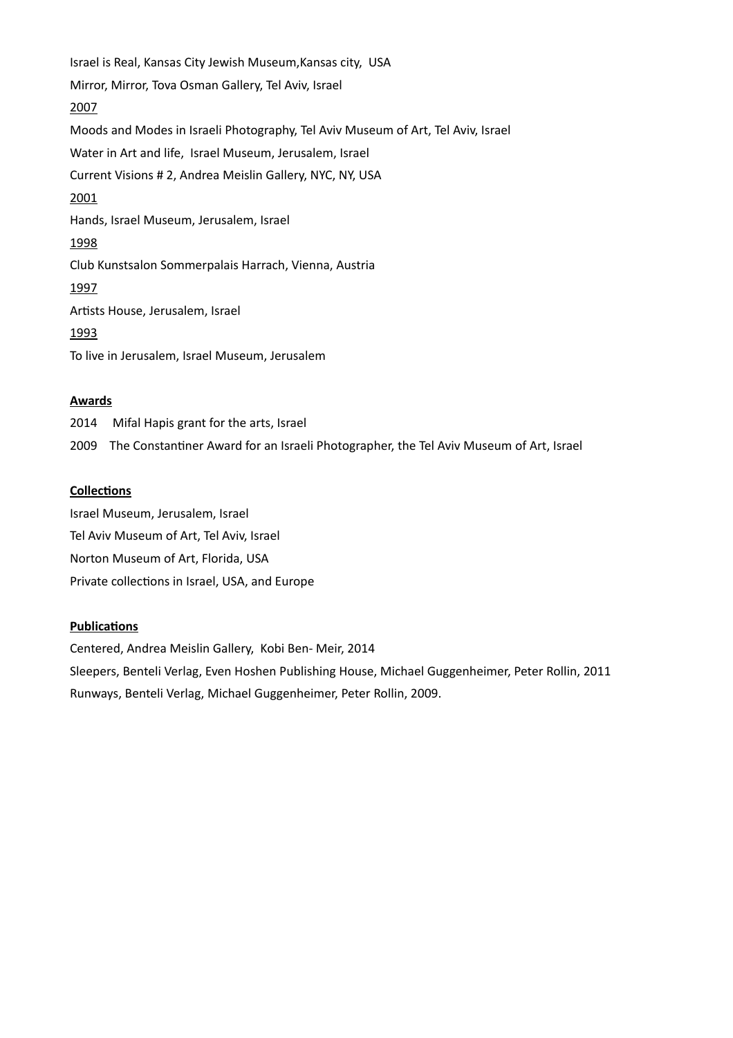Israel is Real, Kansas City Jewish Museum,Kansas city,  USA

Mirror, Mirror, Tova Osman Gallery, Tel Aviv, Israel

2007

Moods and Modes in Israeli Photography, Tel Aviv Museum of Art, Tel Aviv, Israel

Water in Art and life,  Israel Museum, Jerusalem, Israel

Current Visions # 2, Andrea Meislin Gallery, NYC, NY, USA

2001

Hands, Israel Museum, Jerusalem, Israel

1998

Club Kunstsalon Sommerpalais Harrach, Vienna, Austria

1997

Artists House, Jerusalem, Israel

1993

To live in Jerusalem, Israel Museum, Jerusalem

**Awards**

2014  Mifal Hapis grant for the arts, Israel

2009  The Constantiner Award for an Israeli Photographer, the Tel Aviv Museum of Art, Israel

**Collections**

Israel Museum, Jerusalem, Israel

Tel Aviv Museum of Art, Tel Aviv, Israel

Norton Museum of Art, Florida, USA

Private collections in Israel, USA, and Europe

**Publications**

Centered, Andrea Meislin Gallery,  Kobi Ben- Meir, 2014

Sleepers, Benteli Verlag, Even Hoshen Publishing House, Michael Guggenheimer, Peter Rollin, 2011

Runways, Benteli Verlag, Michael Guggenheimer, Peter Rollin, 2009.